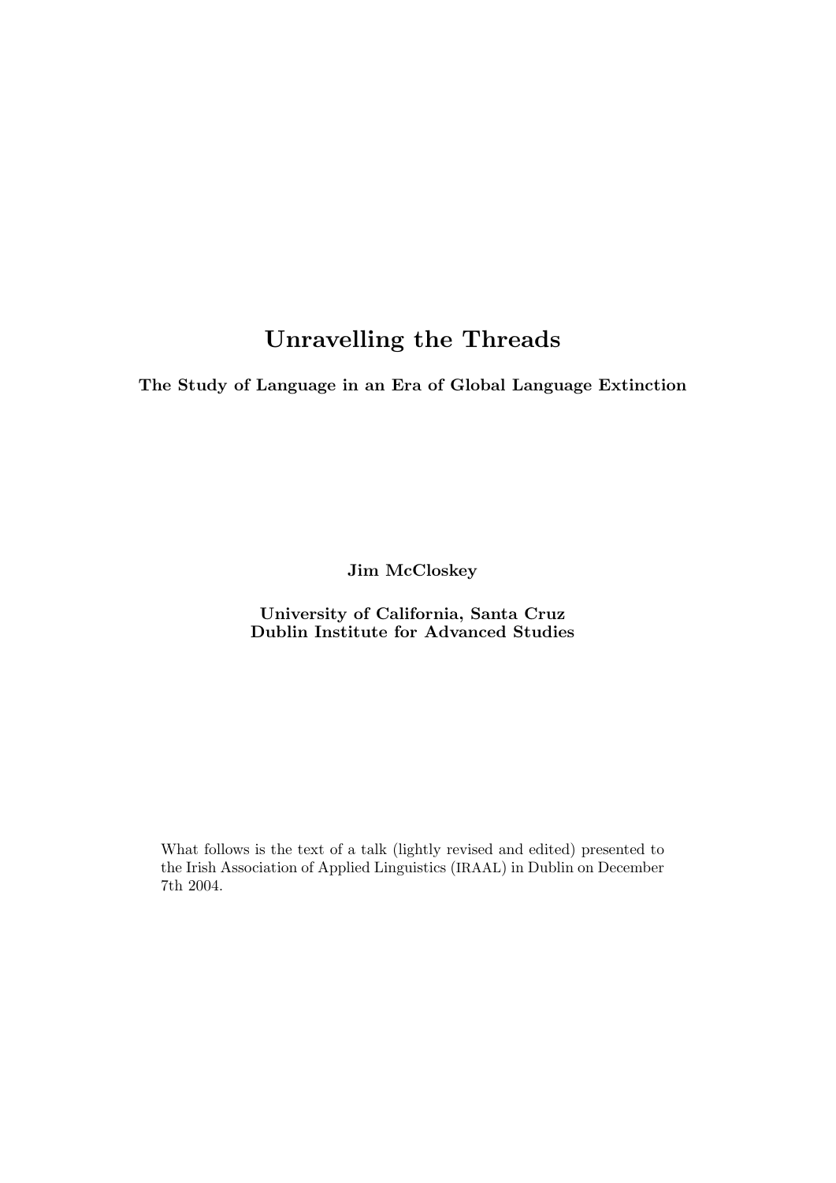# Unravelling the Threads

**The Study of Language in an Era of Global Language Extinction**

**Jim McCloskey**

**University of California, Santa Cruz**
**Dublin Institute for Advanced Studies**

What follows is the text of a talk (lightly revised and edited) presented to the Irish Association of Applied Linguistics (IRAAL) in Dublin on December 7th 2004.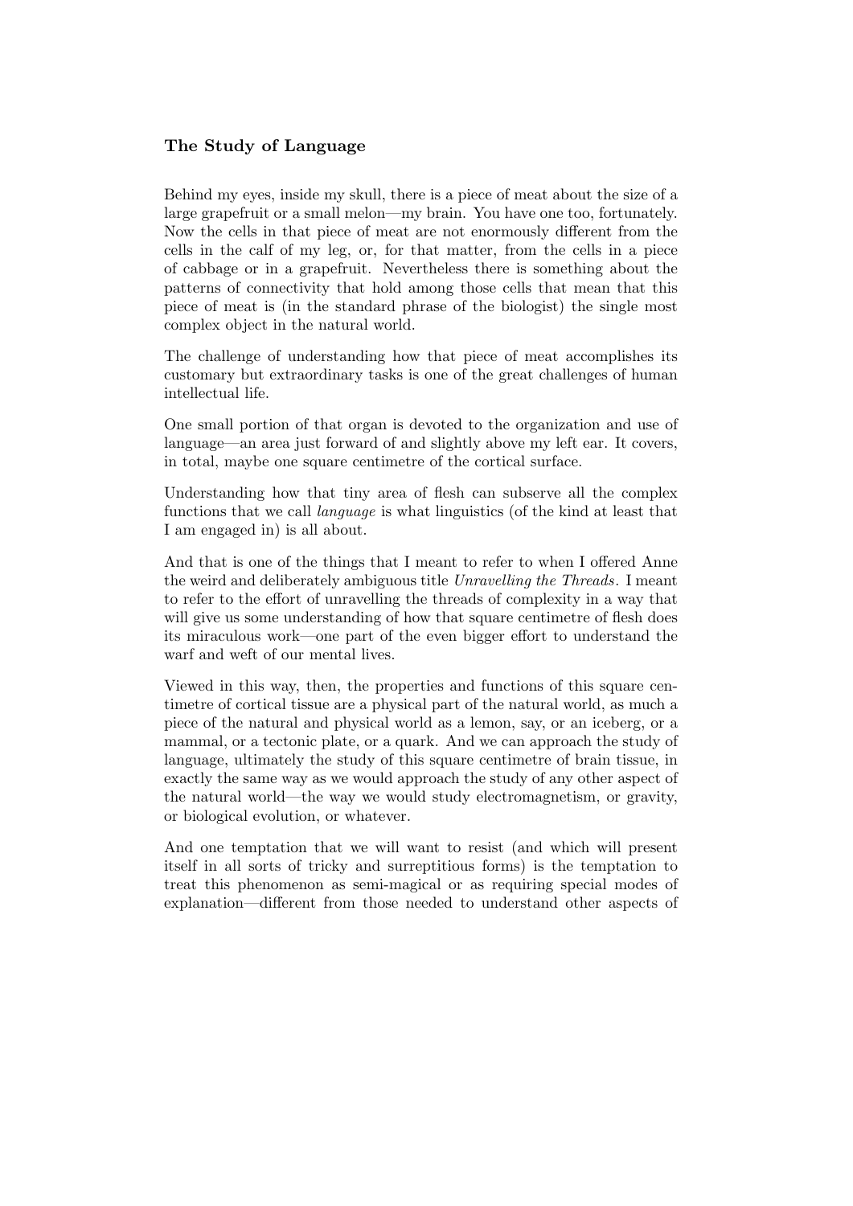### The Study of Language

Behind my eyes, inside my skull, there is a piece of meat about the size of a large grapefruit or a small melon—my brain. You have one too, fortunately. Now the cells in that piece of meat are not enormously different from the cells in the calf of my leg, or, for that matter, from the cells in a piece of cabbage or in a grapefruit. Nevertheless there is something about the patterns of connectivity that hold among those cells that mean that this piece of meat is (in the standard phrase of the biologist) the single most complex object in the natural world.

The challenge of understanding how that piece of meat accomplishes its customary but extraordinary tasks is one of the great challenges of human intellectual life.

One small portion of that organ is devoted to the organization and use of language—an area just forward of and slightly above my left ear. It covers, in total, maybe one square centimetre of the cortical surface.

Understanding how that tiny area of flesh can subserve all the complex functions that we call *language* is what linguistics (of the kind at least that I am engaged in) is all about.

And that is one of the things that I meant to refer to when I offered Anne the weird and deliberately ambiguous title *Unravelling the Threads*. I meant to refer to the effort of unravelling the threads of complexity in a way that will give us some understanding of how that square centimetre of flesh does its miraculous work—one part of the even bigger effort to understand the warf and weft of our mental lives.

Viewed in this way, then, the properties and functions of this square centimetre of cortical tissue are a physical part of the natural world, as much a piece of the natural and physical world as a lemon, say, or an iceberg, or a mammal, or a tectonic plate, or a quark. And we can approach the study of language, ultimately the study of this square centimetre of brain tissue, in exactly the same way as we would approach the study of any other aspect of the natural world—the way we would study electromagnetism, or gravity, or biological evolution, or whatever.

And one temptation that we will want to resist (and which will present itself in all sorts of tricky and surreptitious forms) is the temptation to treat this phenomenon as semi-magical or as requiring special modes of explanation—different from those needed to understand other aspects of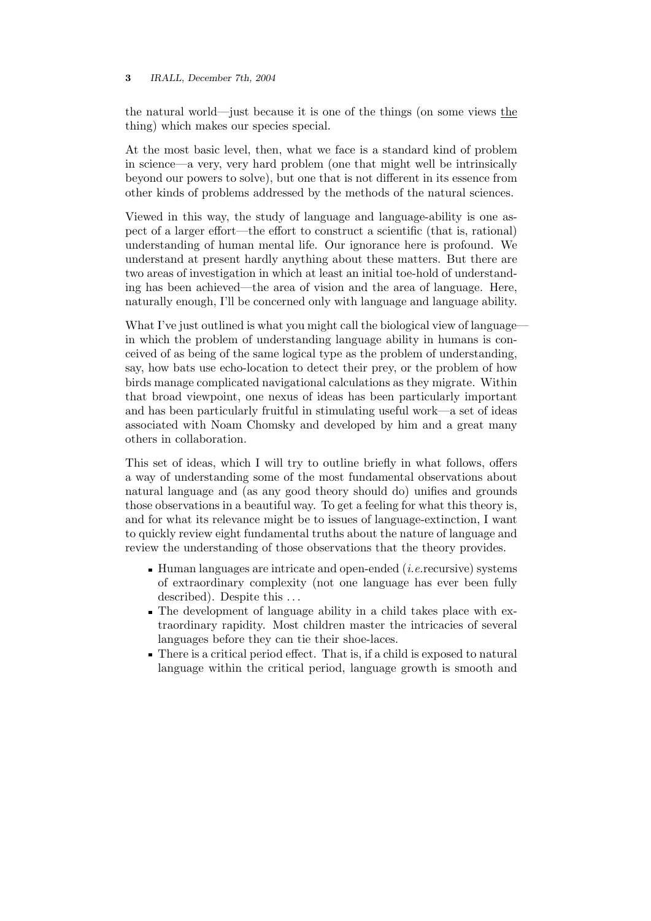the natural world—just because it is one of the things (on some views <u>the</u> thing) which makes our species special.

At the most basic level, then, what we face is a standard kind of problem in science—a very, very hard problem (one that might well be intrinsically beyond our powers to solve), but one that is not different in its essence from other kinds of problems addressed by the methods of the natural sciences.

Viewed in this way, the study of language and language-ability is one aspect of a larger effort—the effort to construct a scientific (that is, rational) understanding of human mental life. Our ignorance here is profound. We understand at present hardly anything about these matters. But there are two areas of investigation in which at least an initial toe-hold of understanding has been achieved—the area of vision and the area of language. Here, naturally enough, I'll be concerned only with language and language ability.

What I've just outlined is what you might call the biological view of language—in which the problem of understanding language ability in humans is conceived of as being of the same logical type as the problem of understanding, say, how bats use echo-location to detect their prey, or the problem of how birds manage complicated navigational calculations as they migrate. Within that broad viewpoint, one nexus of ideas has been particularly important and has been particularly fruitful in stimulating useful work—a set of ideas associated with Noam Chomsky and developed by him and a great many others in collaboration.

This set of ideas, which I will try to outline briefly in what follows, offers a way of understanding some of the most fundamental observations about natural language and (as any good theory should do) unifies and grounds those observations in a beautiful way. To get a feeling for what this theory is, and for what its relevance might be to issues of language-extinction, I want to quickly review eight fundamental truths about the nature of language and review the understanding of those observations that the theory provides.

- Human languages are intricate and open-ended (*i.e.*recursive) systems of extraordinary complexity (not one language has ever been fully described). Despite this . . .
- The development of language ability in a child takes place with extraordinary rapidity. Most children master the intricacies of several languages before they can tie their shoe-laces.
- There is a critical period effect. That is, if a child is exposed to natural language within the critical period, language growth is smooth and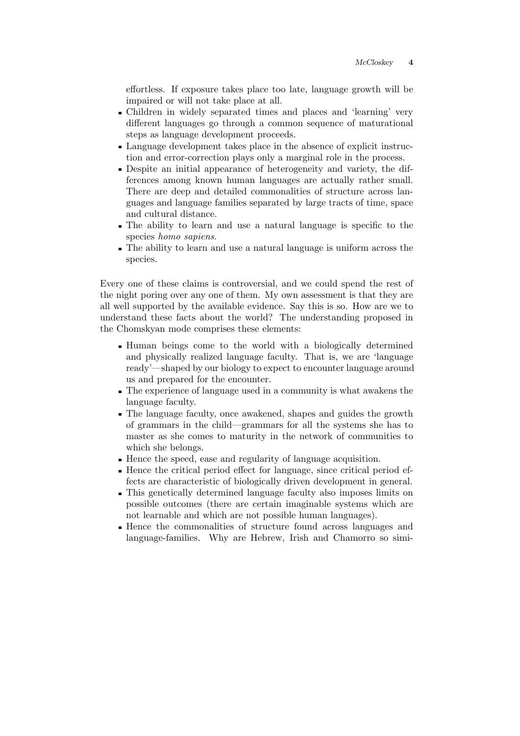effortless. If exposure takes place too late, language growth will be impaired or will not take place at all.

- Children in widely separated times and places and 'learning' very different languages go through a common sequence of maturational steps as language development proceeds.
- Language development takes place in the absence of explicit instruction and error-correction plays only a marginal role in the process.
- Despite an initial appearance of heterogeneity and variety, the differences among known human languages are actually rather small. There are deep and detailed commonalities of structure across languages and language families separated by large tracts of time, space and cultural distance.
- The ability to learn and use a natural language is specific to the species *homo sapiens*.
- The ability to learn and use a natural language is uniform across the species.

Every one of these claims is controversial, and we could spend the rest of the night poring over any one of them. My own assessment is that they are all well supported by the available evidence. Say this is so. How are we to understand these facts about the world? The understanding proposed in the Chomskyan mode comprises these elements:

- Human beings come to the world with a biologically determined and physically realized language faculty. That is, we are 'language ready'—shaped by our biology to expect to encounter language around us and prepared for the encounter.
- The experience of language used in a community is what awakens the language faculty.
- The language faculty, once awakened, shapes and guides the growth of grammars in the child—grammars for all the systems she has to master as she comes to maturity in the network of communities to which she belongs.
- Hence the speed, ease and regularity of language acquisition.
- Hence the critical period effect for language, since critical period effects are characteristic of biologically driven development in general.
- This genetically determined language faculty also imposes limits on possible outcomes (there are certain imaginable systems which are not learnable and which are not possible human languages).
- Hence the commonalities of structure found across languages and language-families. Why are Hebrew, Irish and Chamorro so simi-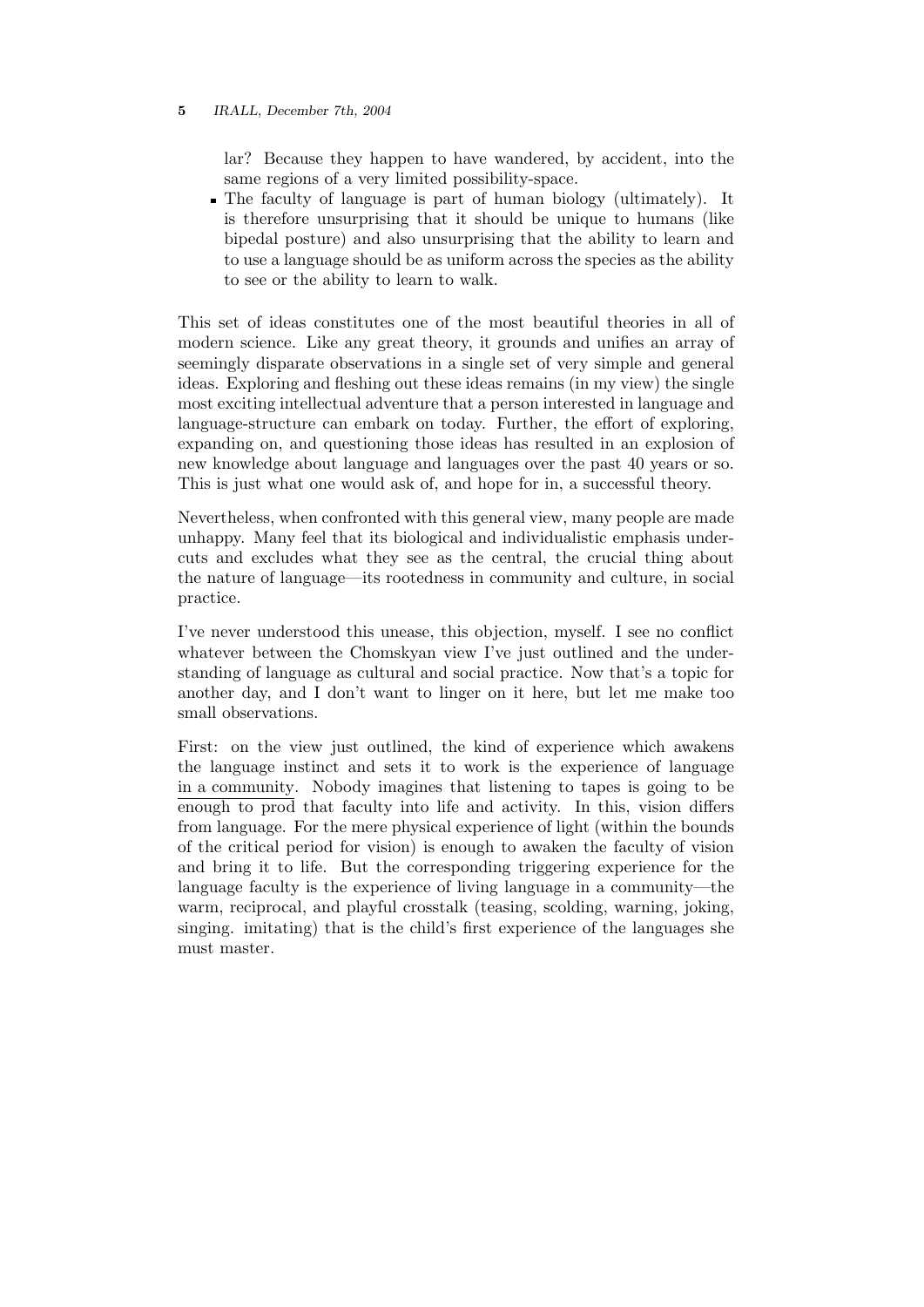lar? Because they happen to have wandered, by accident, into the same regions of a very limited possibility-space.

- The faculty of language is part of human biology (ultimately). It is therefore unsurprising that it should be unique to humans (like bipedal posture) and also unsurprising that the ability to learn and to use a language should be as uniform across the species as the ability to see or the ability to learn to walk.

This set of ideas constitutes one of the most beautiful theories in all of modern science. Like any great theory, it grounds and unifies an array of seemingly disparate observations in a single set of very simple and general ideas. Exploring and fleshing out these ideas remains (in my view) the single most exciting intellectual adventure that a person interested in language and language-structure can embark on today. Further, the effort of exploring, expanding on, and questioning those ideas has resulted in an explosion of new knowledge about language and languages over the past 40 years or so. This is just what one would ask of, and hope for in, a successful theory.

Nevertheless, when confronted with this general view, many people are made unhappy. Many feel that its biological and individualistic emphasis undercuts and excludes what they see as the central, the crucial thing about the nature of language—its rootedness in community and culture, in social practice.

I've never understood this unease, this objection, myself. I see no conflict whatever between the Chomskyan view I've just outlined and the understanding of language as cultural and social practice. Now that's a topic for another day, and I don't want to linger on it here, but let me make too small observations.

First: on the view just outlined, the kind of experience which awakens the language instinct and sets it to work is the experience of language in a community. Nobody imagines that listening to tapes is going to be enough to prod that faculty into life and activity. In this, vision differs from language. For the mere physical experience of light (within the bounds of the critical period for vision) is enough to awaken the faculty of vision and bring it to life. But the corresponding triggering experience for the language faculty is the experience of living language in a community—the warm, reciprocal, and playful crosstalk (teasing, scolding, warning, joking, singing. imitating) that is the child's first experience of the languages she must master.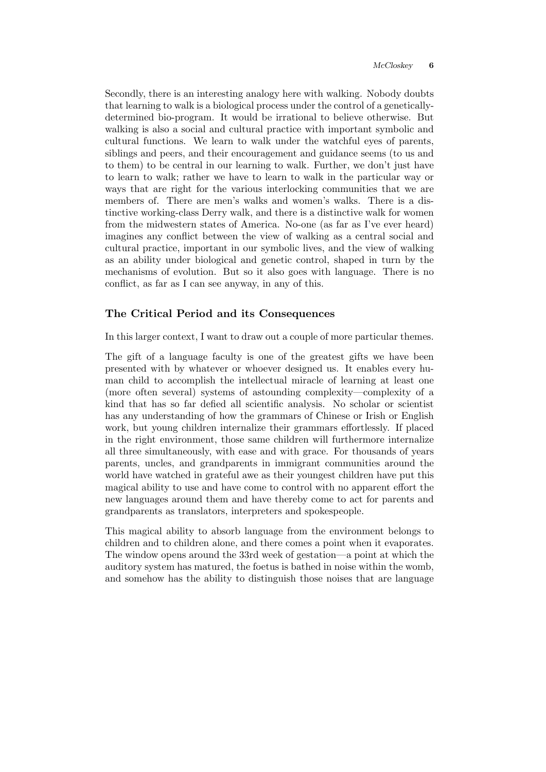Secondly, there is an interesting analogy here with walking. Nobody doubts that learning to walk is a biological process under the control of a genetically-determined bio-program. It would be irrational to believe otherwise. But walking is also a social and cultural practice with important symbolic and cultural functions. We learn to walk under the watchful eyes of parents, siblings and peers, and their encouragement and guidance seems (to us and to them) to be central in our learning to walk. Further, we don't just have to learn to walk; rather we have to learn to walk in the particular way or ways that are right for the various interlocking communities that we are members of. There are men's walks and women's walks. There is a distinctive working-class Derry walk, and there is a distinctive walk for women from the midwestern states of America. No-one (as far as I've ever heard) imagines any conflict between the view of walking as a central social and cultural practice, important in our symbolic lives, and the view of walking as an ability under biological and genetic control, shaped in turn by the mechanisms of evolution. But so it also goes with language. There is no conflict, as far as I can see anyway, in any of this.

### The Critical Period and its Consequences

In this larger context, I want to draw out a couple of more particular themes.

The gift of a language faculty is one of the greatest gifts we have been presented with by whatever or whoever designed us. It enables every human child to accomplish the intellectual miracle of learning at least one (more often several) systems of astounding complexity—complexity of a kind that has so far defied all scientific analysis. No scholar or scientist has any understanding of how the grammars of Chinese or Irish or English work, but young children internalize their grammars effortlessly. If placed in the right environment, those same children will furthermore internalize all three simultaneously, with ease and with grace. For thousands of years parents, uncles, and grandparents in immigrant communities around the world have watched in grateful awe as their youngest children have put this magical ability to use and have come to control with no apparent effort the new languages around them and have thereby come to act for parents and grandparents as translators, interpreters and spokespeople.

This magical ability to absorb language from the environment belongs to children and to children alone, and there comes a point when it evaporates. The window opens around the 33rd week of gestation—a point at which the auditory system has matured, the foetus is bathed in noise within the womb, and somehow has the ability to distinguish those noises that are language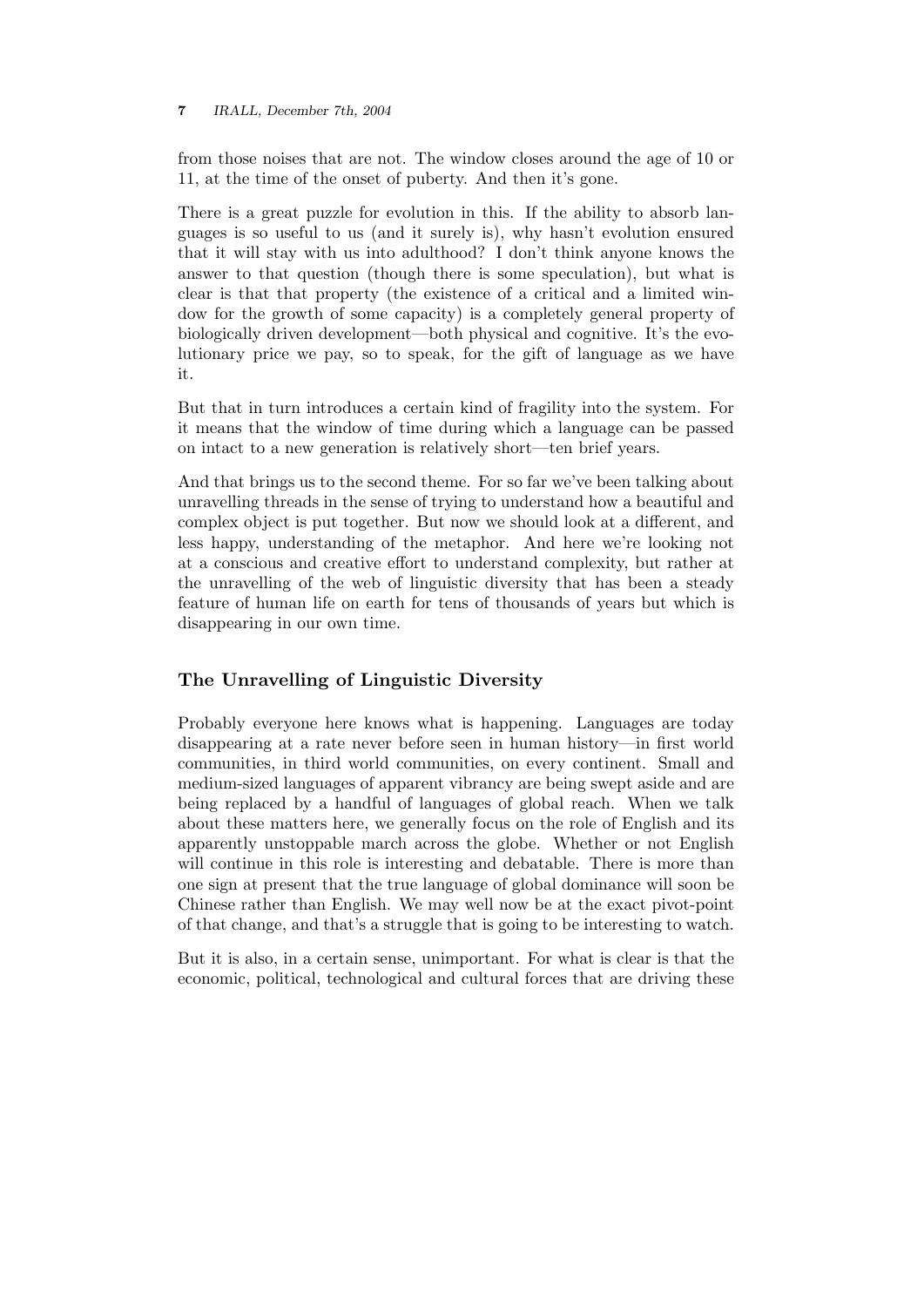from those noises that are not. The window closes around the age of 10 or 11, at the time of the onset of puberty. And then it's gone.

There is a great puzzle for evolution in this. If the ability to absorb languages is so useful to us (and it surely is), why hasn't evolution ensured that it will stay with us into adulthood? I don't think anyone knows the answer to that question (though there is some speculation), but what is clear is that that property (the existence of a critical and a limited window for the growth of some capacity) is a completely general property of biologically driven development—both physical and cognitive. It's the evolutionary price we pay, so to speak, for the gift of language as we have it.

But that in turn introduces a certain kind of fragility into the system. For it means that the window of time during which a language can be passed on intact to a new generation is relatively short—ten brief years.

And that brings us to the second theme. For so far we've been talking about unravelling threads in the sense of trying to understand how a beautiful and complex object is put together. But now we should look at a different, and less happy, understanding of the metaphor. And here we're looking not at a conscious and creative effort to understand complexity, but rather at the unravelling of the web of linguistic diversity that has been a steady feature of human life on earth for tens of thousands of years but which is disappearing in our own time.

## The Unravelling of Linguistic Diversity

Probably everyone here knows what is happening. Languages are today disappearing at a rate never before seen in human history—in first world communities, in third world communities, on every continent. Small and medium-sized languages of apparent vibrancy are being swept aside and are being replaced by a handful of languages of global reach. When we talk about these matters here, we generally focus on the role of English and its apparently unstoppable march across the globe. Whether or not English will continue in this role is interesting and debatable. There is more than one sign at present that the true language of global dominance will soon be Chinese rather than English. We may well now be at the exact pivot-point of that change, and that's a struggle that is going to be interesting to watch.

But it is also, in a certain sense, unimportant. For what is clear is that the economic, political, technological and cultural forces that are driving these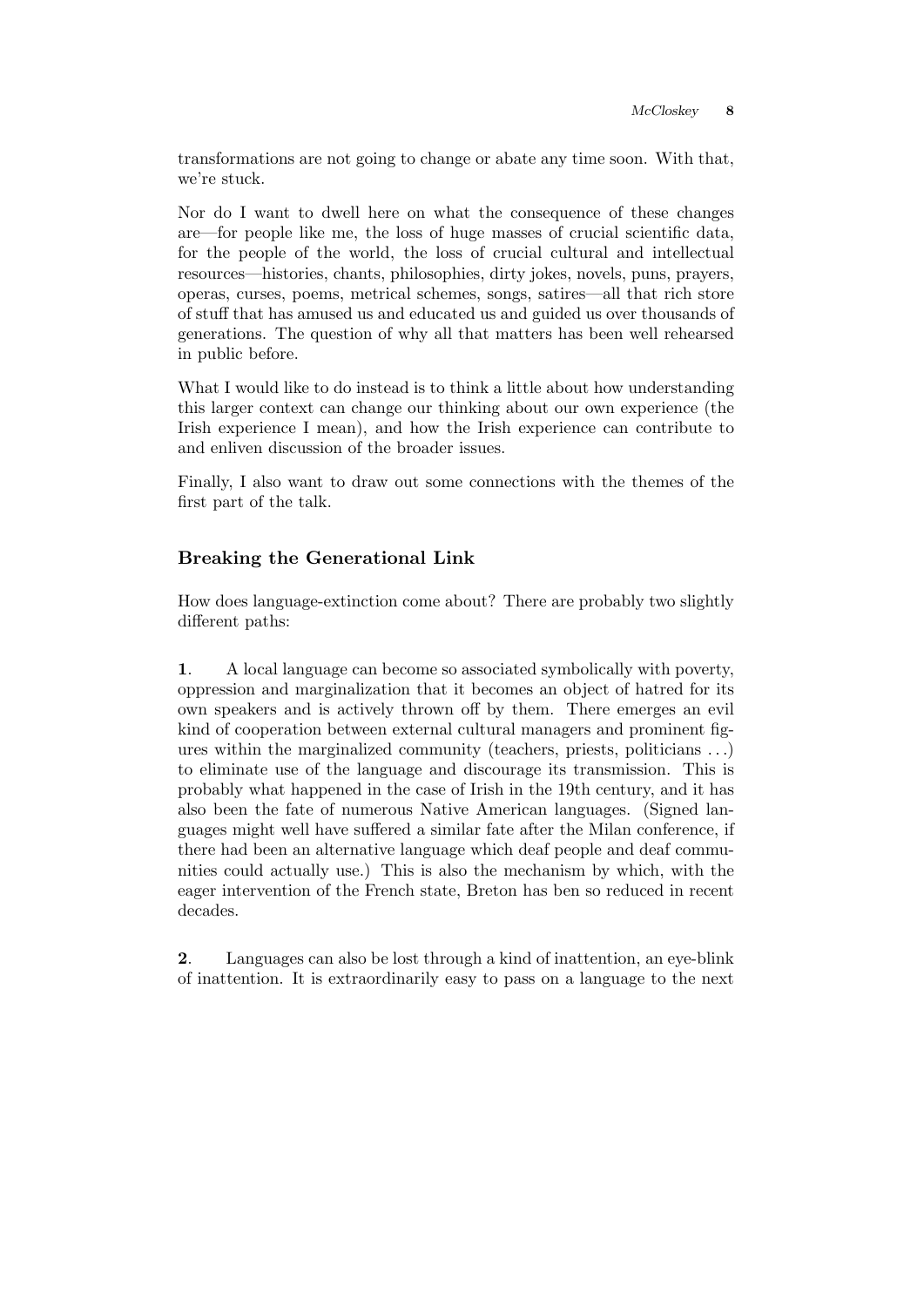transformations are not going to change or abate any time soon. With that, we're stuck.

Nor do I want to dwell here on what the consequence of these changes are—for people like me, the loss of huge masses of crucial scientific data, for the people of the world, the loss of crucial cultural and intellectual resources—histories, chants, philosophies, dirty jokes, novels, puns, prayers, operas, curses, poems, metrical schemes, songs, satires—all that rich store of stuff that has amused us and educated us and guided us over thousands of generations. The question of why all that matters has been well rehearsed in public before.

What I would like to do instead is to think a little about how understanding this larger context can change our thinking about our own experience (the Irish experience I mean), and how the Irish experience can contribute to and enliven discussion of the broader issues.

Finally, I also want to draw out some connections with the themes of the first part of the talk.

### Breaking the Generational Link

How does language-extinction come about? There are probably two slightly different paths:

**1**. A local language can become so associated symbolically with poverty, oppression and marginalization that it becomes an object of hatred for its own speakers and is actively thrown off by them. There emerges an evil kind of cooperation between external cultural managers and prominent figures within the marginalized community (teachers, priests, politicians ...) to eliminate use of the language and discourage its transmission. This is probably what happened in the case of Irish in the 19th century, and it has also been the fate of numerous Native American languages. (Signed languages might well have suffered a similar fate after the Milan conference, if there had been an alternative language which deaf people and deaf communities could actually use.) This is also the mechanism by which, with the eager intervention of the French state, Breton has ben so reduced in recent decades.

**2**. Languages can also be lost through a kind of inattention, an eye-blink of inattention. It is extraordinarily easy to pass on a language to the next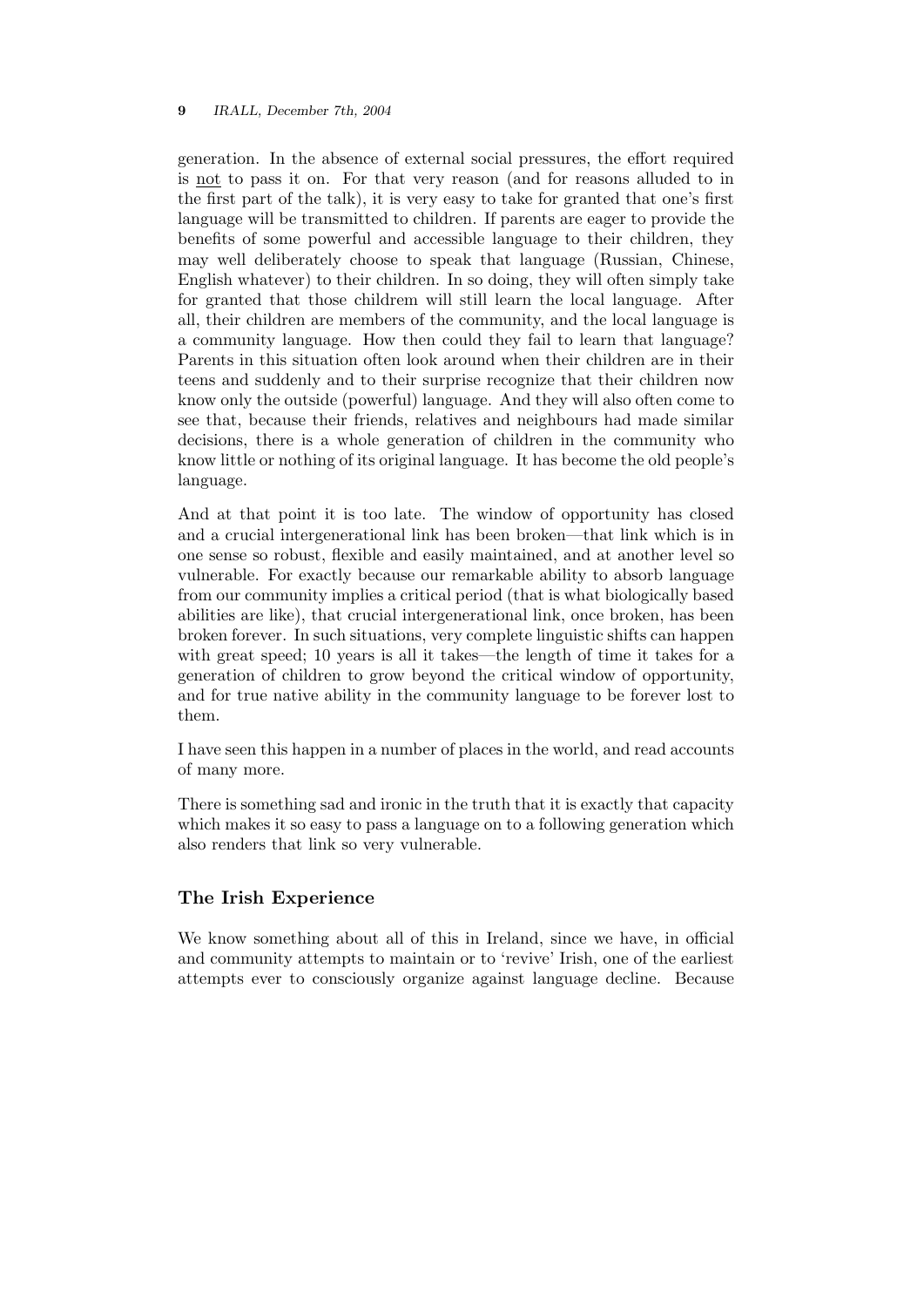generation. In the absence of external social pressures, the effort required is <u>not</u> to pass it on. For that very reason (and for reasons alluded to in the first part of the talk), it is very easy to take for granted that one's first language will be transmitted to children. If parents are eager to provide the benefits of some powerful and accessible language to their children, they may well deliberately choose to speak that language (Russian, Chinese, English whatever) to their children. In so doing, they will often simply take for granted that those childrem will still learn the local language. After all, their children are members of the community, and the local language is a community language. How then could they fail to learn that language? Parents in this situation often look around when their children are in their teens and suddenly and to their surprise recognize that their children now know only the outside (powerful) language. And they will also often come to see that, because their friends, relatives and neighbours had made similar decisions, there is a whole generation of children in the community who know little or nothing of its original language. It has become the old people's language.

And at that point it is too late. The window of opportunity has closed and a crucial intergenerational link has been broken—that link which is in one sense so robust, flexible and easily maintained, and at another level so vulnerable. For exactly because our remarkable ability to absorb language from our community implies a critical period (that is what biologically based abilities are like), that crucial intergenerational link, once broken, has been broken forever. In such situations, very complete linguistic shifts can happen with great speed; 10 years is all it takes—the length of time it takes for a generation of children to grow beyond the critical window of opportunity, and for true native ability in the community language to be forever lost to them.

I have seen this happen in a number of places in the world, and read accounts of many more.

There is something sad and ironic in the truth that it is exactly that capacity which makes it so easy to pass a language on to a following generation which also renders that link so very vulnerable.

## The Irish Experience

We know something about all of this in Ireland, since we have, in official and community attempts to maintain or to 'revive' Irish, one of the earliest attempts ever to consciously organize against language decline. Because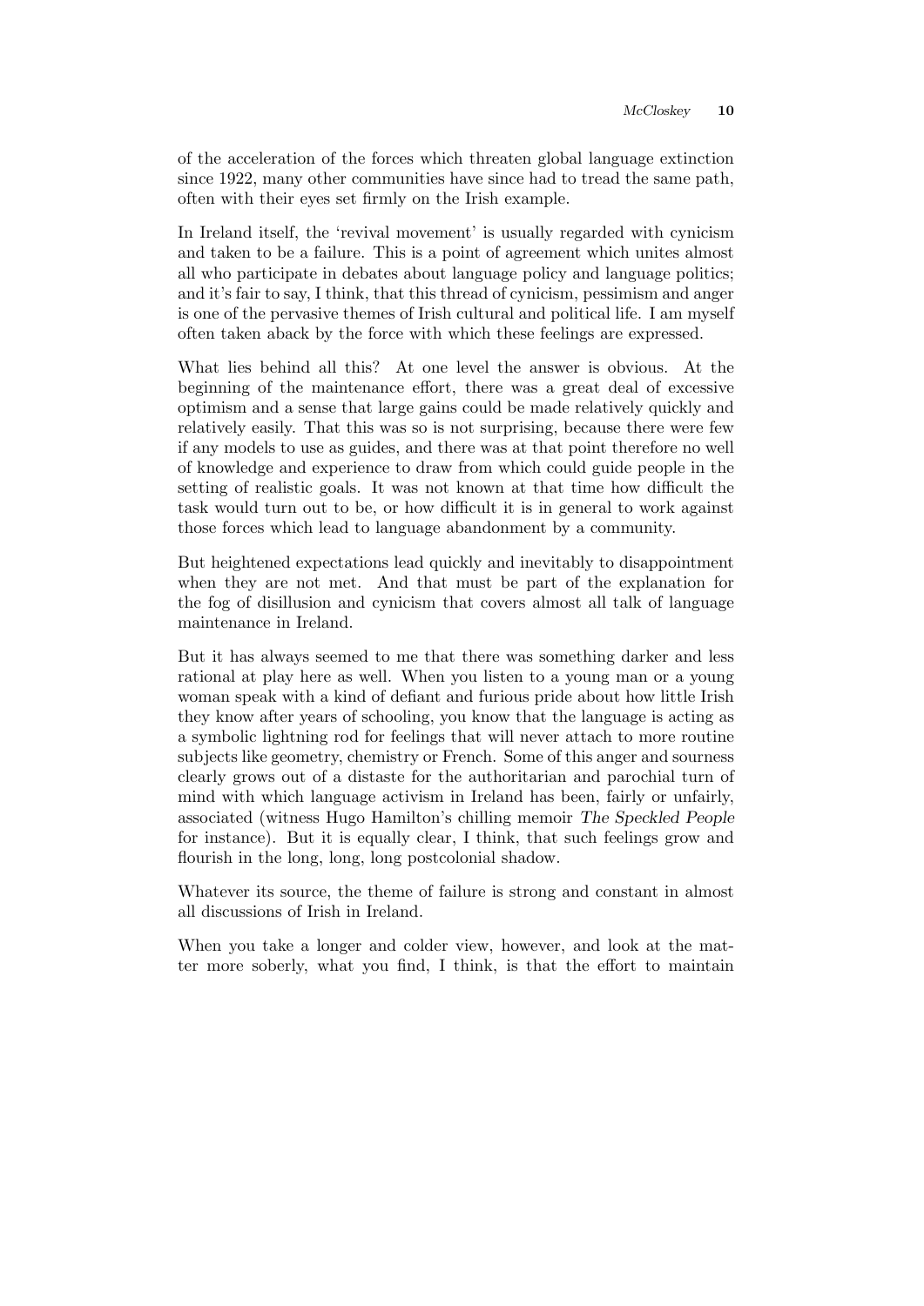of the acceleration of the forces which threaten global language extinction since 1922, many other communities have since had to tread the same path, often with their eyes set firmly on the Irish example.

In Ireland itself, the 'revival movement' is usually regarded with cynicism and taken to be a failure. This is a point of agreement which unites almost all who participate in debates about language policy and language politics; and it's fair to say, I think, that this thread of cynicism, pessimism and anger is one of the pervasive themes of Irish cultural and political life. I am myself often taken aback by the force with which these feelings are expressed.

What lies behind all this? At one level the answer is obvious. At the beginning of the maintenance effort, there was a great deal of excessive optimism and a sense that large gains could be made relatively quickly and relatively easily. That this was so is not surprising, because there were few if any models to use as guides, and there was at that point therefore no well of knowledge and experience to draw from which could guide people in the setting of realistic goals. It was not known at that time how difficult the task would turn out to be, or how difficult it is in general to work against those forces which lead to language abandonment by a community.

But heightened expectations lead quickly and inevitably to disappointment when they are not met. And that must be part of the explanation for the fog of disillusion and cynicism that covers almost all talk of language maintenance in Ireland.

But it has always seemed to me that there was something darker and less rational at play here as well. When you listen to a young man or a young woman speak with a kind of defiant and furious pride about how little Irish they know after years of schooling, you know that the language is acting as a symbolic lightning rod for feelings that will never attach to more routine subjects like geometry, chemistry or French. Some of this anger and sourness clearly grows out of a distaste for the authoritarian and parochial turn of mind with which language activism in Ireland has been, fairly or unfairly, associated (witness Hugo Hamilton's chilling memoir *The Speckled People* for instance). But it is equally clear, I think, that such feelings grow and flourish in the long, long, long postcolonial shadow.

Whatever its source, the theme of failure is strong and constant in almost all discussions of Irish in Ireland.

When you take a longer and colder view, however, and look at the matter more soberly, what you find, I think, is that the effort to maintain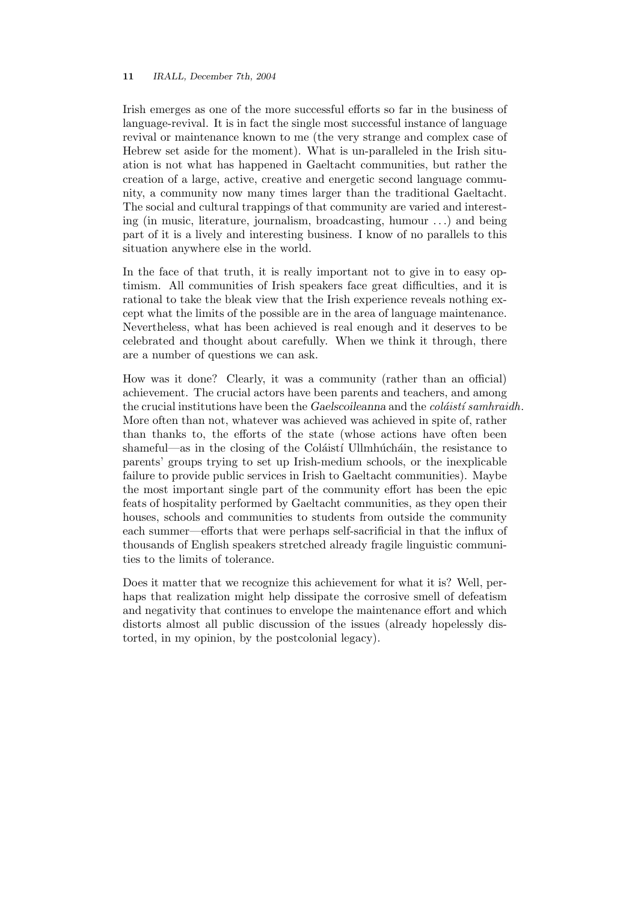Irish emerges as one of the more successful efforts so far in the business of language-revival. It is in fact the single most successful instance of language revival or maintenance known to me (the very strange and complex case of Hebrew set aside for the moment). What is un-paralleled in the Irish situation is not what has happened in Gaeltacht communities, but rather the creation of a large, active, creative and energetic second language community, a community now many times larger than the traditional Gaeltacht. The social and cultural trappings of that community are varied and interesting (in music, literature, journalism, broadcasting, humour . . .) and being part of it is a lively and interesting business. I know of no parallels to this situation anywhere else in the world.

In the face of that truth, it is really important not to give in to easy optimism. All communities of Irish speakers face great difficulties, and it is rational to take the bleak view that the Irish experience reveals nothing except what the limits of the possible are in the area of language maintenance. Nevertheless, what has been achieved is real enough and it deserves to be celebrated and thought about carefully. When we think it through, there are a number of questions we can ask.

How was it done? Clearly, it was a community (rather than an official) achievement. The crucial actors have been parents and teachers, and among the crucial institutions have been the *Gaelscoileanna* and the *coláistí samhraidh*. More often than not, whatever was achieved was achieved in spite of, rather than thanks to, the efforts of the state (whose actions have often been shameful—as in the closing of the Coláistí Ullmhúcháin, the resistance to parents' groups trying to set up Irish-medium schools, or the inexplicable failure to provide public services in Irish to Gaeltacht communities). Maybe the most important single part of the community effort has been the epic feats of hospitality performed by Gaeltacht communities, as they open their houses, schools and communities to students from outside the community each summer—efforts that were perhaps self-sacrificial in that the influx of thousands of English speakers stretched already fragile linguistic communities to the limits of tolerance.

Does it matter that we recognize this achievement for what it is? Well, perhaps that realization might help dissipate the corrosive smell of defeatism and negativity that continues to envelope the maintenance effort and which distorts almost all public discussion of the issues (already hopelessly distorted, in my opinion, by the postcolonial legacy).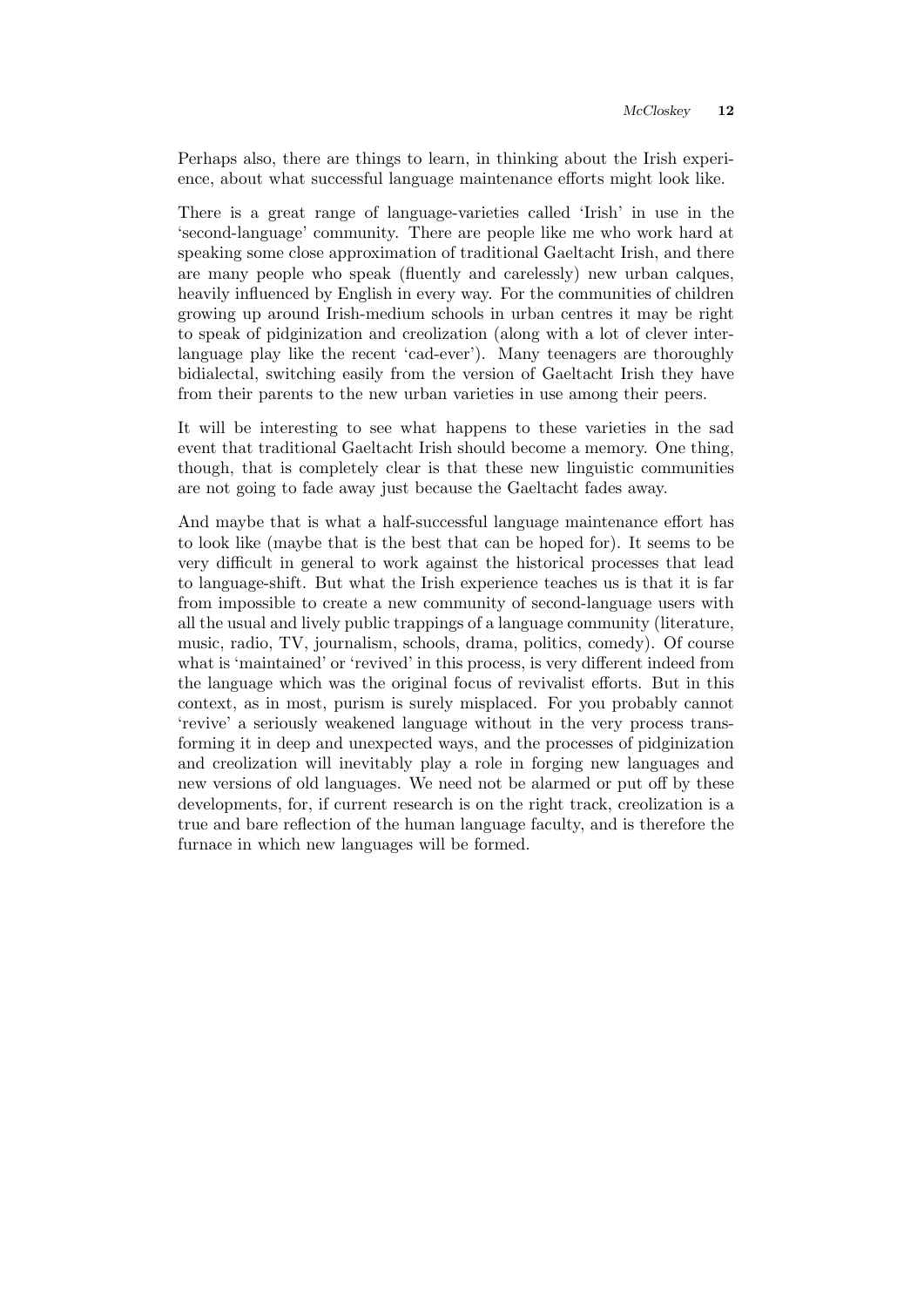Perhaps also, there are things to learn, in thinking about the Irish experience, about what successful language maintenance efforts might look like.

There is a great range of language-varieties called 'Irish' in use in the 'second-language' community. There are people like me who work hard at speaking some close approximation of traditional Gaeltacht Irish, and there are many people who speak (fluently and carelessly) new urban calques, heavily influenced by English in every way. For the communities of children growing up around Irish-medium schools in urban centres it may be right to speak of pidginization and creolization (along with a lot of clever interlanguage play like the recent 'cad-ever'). Many teenagers are thoroughly bidialectal, switching easily from the version of Gaeltacht Irish they have from their parents to the new urban varieties in use among their peers.

It will be interesting to see what happens to these varieties in the sad event that traditional Gaeltacht Irish should become a memory. One thing, though, that is completely clear is that these new linguistic communities are not going to fade away just because the Gaeltacht fades away.

And maybe that is what a half-successful language maintenance effort has to look like (maybe that is the best that can be hoped for). It seems to be very difficult in general to work against the historical processes that lead to language-shift. But what the Irish experience teaches us is that it is far from impossible to create a new community of second-language users with all the usual and lively public trappings of a language community (literature, music, radio, TV, journalism, schools, drama, politics, comedy). Of course what is 'maintained' or 'revived' in this process, is very different indeed from the language which was the original focus of revivalist efforts. But in this context, as in most, purism is surely misplaced. For you probably cannot 'revive' a seriously weakened language without in the very process transforming it in deep and unexpected ways, and the processes of pidginization and creolization will inevitably play a role in forging new languages and new versions of old languages. We need not be alarmed or put off by these developments, for, if current research is on the right track, creolization is a true and bare reflection of the human language faculty, and is therefore the furnace in which new languages will be formed.